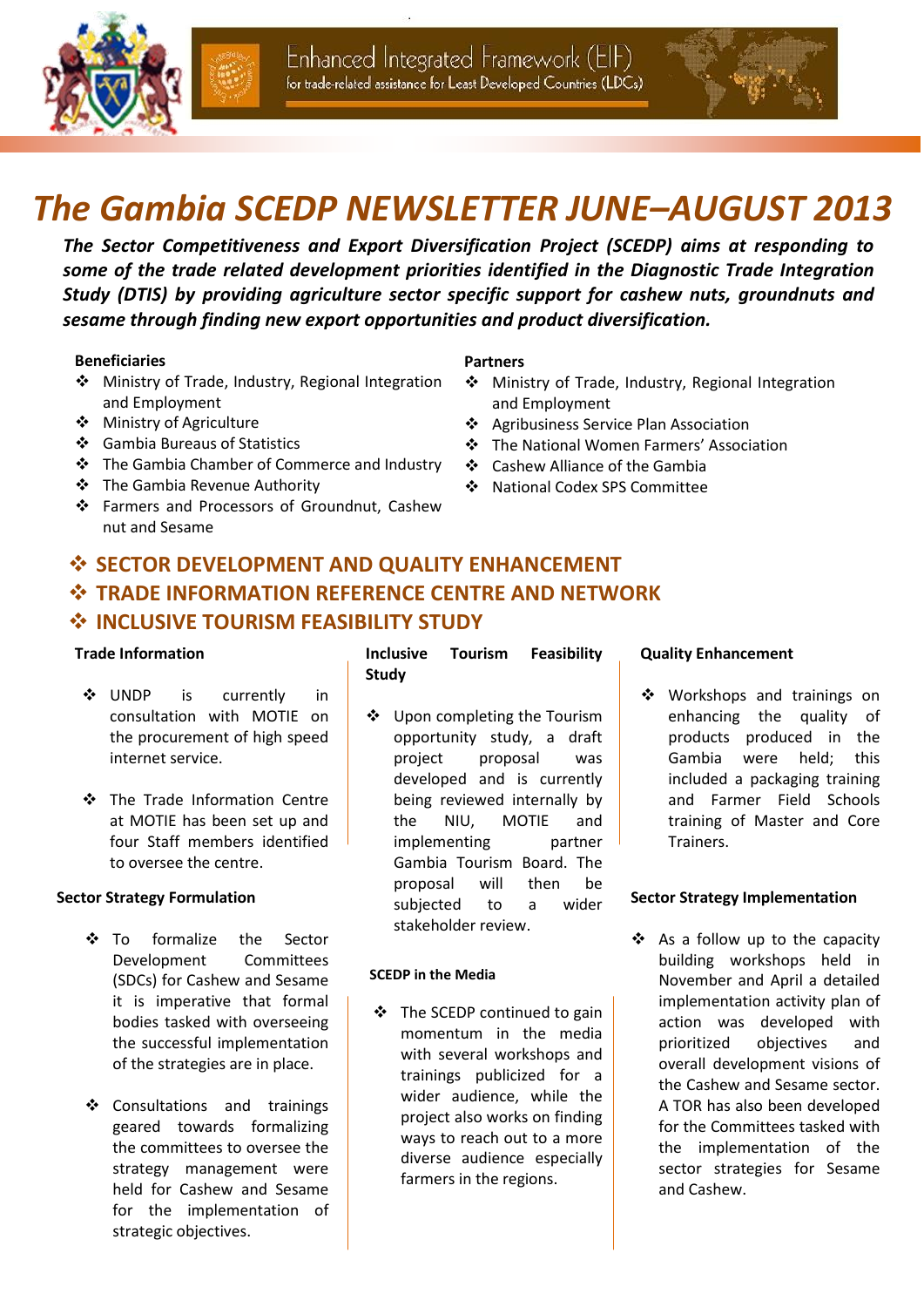Enhanced Integrated Framework (EIF)
for trade-related assistance for Least Developed Countries (LDCs)

# The Gambia SCEDP NEWSLETTER JUNE–AUGUST 2013

***The Sector Competitiveness and Export Diversification Project (SCEDP) aims at responding to some of the trade related development priorities identified in the Diagnostic Trade Integration Study (DTIS) by providing agriculture sector specific support for cashew nuts, groundnuts and sesame through finding new export opportunities and product diversification.***

**Beneficiaries**

- Ministry of Trade, Industry, Regional Integration and Employment
- Ministry of Agriculture
- Gambia Bureaus of Statistics
- The Gambia Chamber of Commerce and Industry
- The Gambia Revenue Authority
- Farmers and Processors of Groundnut, Cashew nut and Sesame

**Partners**

- Ministry of Trade, Industry, Regional Integration and Employment
- Agribusiness Service Plan Association
- The National Women Farmers' Association
- Cashew Alliance of the Gambia
- National Codex SPS Committee

## SECTOR DEVELOPMENT AND QUALITY ENHANCEMENT
## TRADE INFORMATION REFERENCE CENTRE AND NETWORK
## INCLUSIVE TOURISM FEASIBILITY STUDY

### Trade Information

- UNDP is currently in consultation with MOTIE on the procurement of high speed internet service.
- The Trade Information Centre at MOTIE has been set up and four Staff members identified to oversee the centre.

### Sector Strategy Formulation

- To formalize the Sector Development Committees (SDCs) for Cashew and Sesame it is imperative that formal bodies tasked with overseeing the successful implementation of the strategies are in place.
- Consultations and trainings geared towards formalizing the committees to oversee the strategy management were held for Cashew and Sesame for the implementation of strategic objectives.

### Inclusive Tourism Feasibility Study

- Upon completing the Tourism opportunity study, a draft project proposal was developed and is currently being reviewed internally by the NIU, MOTIE and implementing partner Gambia Tourism Board. The proposal will then be subjected to a wider stakeholder review.

### SCEDP in the Media

- The SCEDP continued to gain momentum in the media with several workshops and trainings publicized for a wider audience, while the project also works on finding ways to reach out to a more diverse audience especially farmers in the regions.

### Quality Enhancement

- Workshops and trainings on enhancing the quality of products produced in the Gambia were held; this included a packaging training and Farmer Field Schools training of Master and Core Trainers.

### Sector Strategy Implementation

- As a follow up to the capacity building workshops held in November and April a detailed implementation activity plan of action was developed with prioritized objectives and overall development visions of the Cashew and Sesame sector. A TOR has also been developed for the Committees tasked with the implementation of the sector strategies for Sesame and Cashew.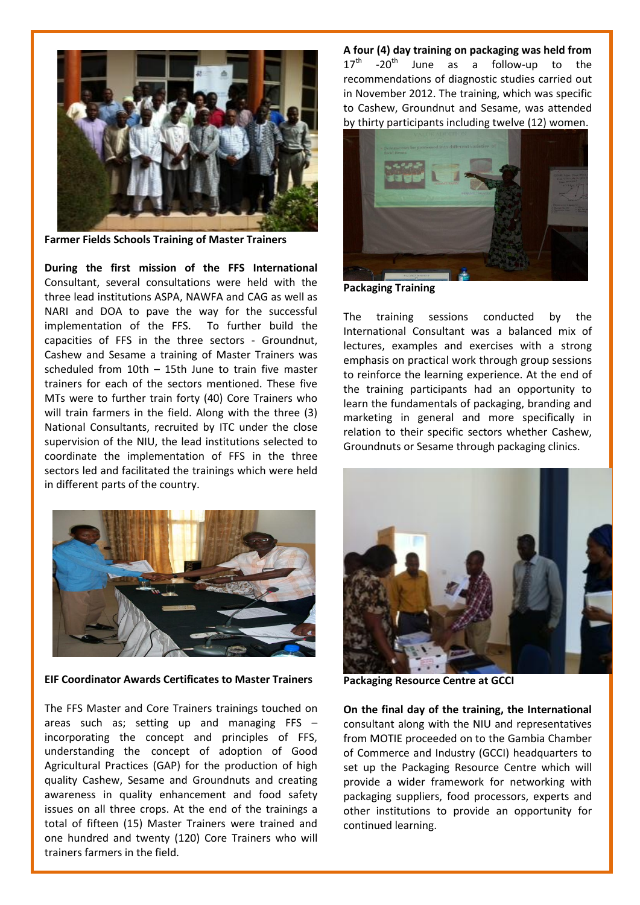**Farmer Fields Schools Training of Master Trainers**

**During the first mission of the FFS International** Consultant, several consultations were held with the three lead institutions ASPA, NAWFA and CAG as well as NARI and DOA to pave the way for the successful implementation of the FFS. To further build the capacities of FFS in the three sectors - Groundnut, Cashew and Sesame a training of Master Trainers was scheduled from 10th – 15th June to train five master trainers for each of the sectors mentioned. These five MTs were to further train forty (40) Core Trainers who will train farmers in the field. Along with the three (3) National Consultants, recruited by ITC under the close supervision of the NIU, the lead institutions selected to coordinate the implementation of FFS in the three sectors led and facilitated the trainings which were held in different parts of the country.

**EIF Coordinator Awards Certificates to Master Trainers**

The FFS Master and Core Trainers trainings touched on areas such as; setting up and managing FFS – incorporating the concept and principles of FFS, understanding the concept of adoption of Good Agricultural Practices (GAP) for the production of high quality Cashew, Sesame and Groundnuts and creating awareness in quality enhancement and food safety issues on all three crops. At the end of the trainings a total of fifteen (15) Master Trainers were trained and one hundred and twenty (120) Core Trainers who will trainers farmers in the field.

**A four (4) day training on packaging was held from** 17th -20th June as a follow-up to the recommendations of diagnostic studies carried out in November 2012. The training, which was specific to Cashew, Groundnut and Sesame, was attended by thirty participants including twelve (12) women.

**Packaging Training**

The training sessions conducted by the International Consultant was a balanced mix of lectures, examples and exercises with a strong emphasis on practical work through group sessions to reinforce the learning experience. At the end of the training participants had an opportunity to learn the fundamentals of packaging, branding and marketing in general and more specifically in relation to their specific sectors whether Cashew, Groundnuts or Sesame through packaging clinics.

**Packaging Resource Centre at GCCI**

**On the final day of the training, the International** consultant along with the NIU and representatives from MOTIE proceeded on to the Gambia Chamber of Commerce and Industry (GCCI) headquarters to set up the Packaging Resource Centre which will provide a wider framework for networking with packaging suppliers, food processors, experts and other institutions to provide an opportunity for continued learning.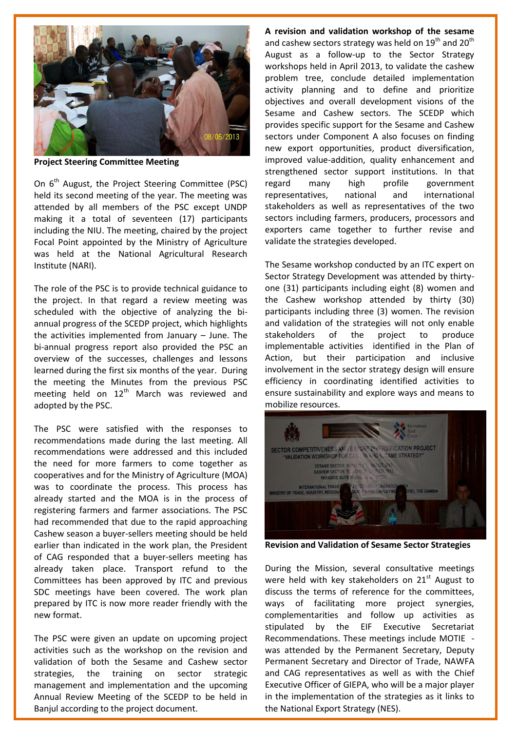**Project Steering Committee Meeting**

On 6th August, the Project Steering Committee (PSC) held its second meeting of the year. The meeting was attended by all members of the PSC except UNDP making it a total of seventeen (17) participants including the NIU. The meeting, chaired by the project Focal Point appointed by the Ministry of Agriculture was held at the National Agricultural Research Institute (NARI).

The role of the PSC is to provide technical guidance to the project. In that regard a review meeting was scheduled with the objective of analyzing the bi-annual progress of the SCEDP project, which highlights the activities implemented from January – June. The bi-annual progress report also provided the PSC an overview of the successes, challenges and lessons learned during the first six months of the year. During the meeting the Minutes from the previous PSC meeting held on 12th March was reviewed and adopted by the PSC.

The PSC were satisfied with the responses to recommendations made during the last meeting. All recommendations were addressed and this included the need for more farmers to come together as cooperatives and for the Ministry of Agriculture (MOA) was to coordinate the process. This process has already started and the MOA is in the process of registering farmers and farmer associations. The PSC had recommended that due to the rapid approaching Cashew season a buyer-sellers meeting should be held earlier than indicated in the work plan, the President of CAG responded that a buyer-sellers meeting has already taken place. Transport refund to the Committees has been approved by ITC and previous SDC meetings have been covered. The work plan prepared by ITC is now more reader friendly with the new format.

The PSC were given an update on upcoming project activities such as the workshop on the revision and validation of both the Sesame and Cashew sector strategies, the training on sector strategic management and implementation and the upcoming Annual Review Meeting of the SCEDP to be held in Banjul according to the project document.

**A revision and validation workshop of the sesame** and cashew sectors strategy was held on 19th and 20th August as a follow-up to the Sector Strategy workshops held in April 2013, to validate the cashew problem tree, conclude detailed implementation activity planning and to define and prioritize objectives and overall development visions of the Sesame and Cashew sectors. The SCEDP which provides specific support for the Sesame and Cashew sectors under Component A also focuses on finding new export opportunities, product diversification, improved value-addition, quality enhancement and strengthened sector support institutions. In that regard many high profile government representatives, national and international stakeholders as well as representatives of the two sectors including farmers, producers, processors and exporters came together to further revise and validate the strategies developed.

The Sesame workshop conducted by an ITC expert on Sector Strategy Development was attended by thirty-one (31) participants including eight (8) women and the Cashew workshop attended by thirty (30) participants including three (3) women. The revision and validation of the strategies will not only enable stakeholders of the project to produce implementable activities identified in the Plan of Action, but their participation and inclusive involvement in the sector strategy design will ensure efficiency in coordinating identified activities to ensure sustainability and explore ways and means to mobilize resources.

**Revision and Validation of Sesame Sector Strategies**

During the Mission, several consultative meetings were held with key stakeholders on 21st August to discuss the terms of reference for the committees, ways of facilitating more project synergies, complementarities and follow up activities as stipulated by the EIF Executive Secretariat Recommendations. These meetings include MOTIE - was attended by the Permanent Secretary, Deputy Permanent Secretary and Director of Trade, NAWFA and CAG representatives as well as with the Chief Executive Officer of GIEPA, who will be a major player in the implementation of the strategies as it links to the National Export Strategy (NES).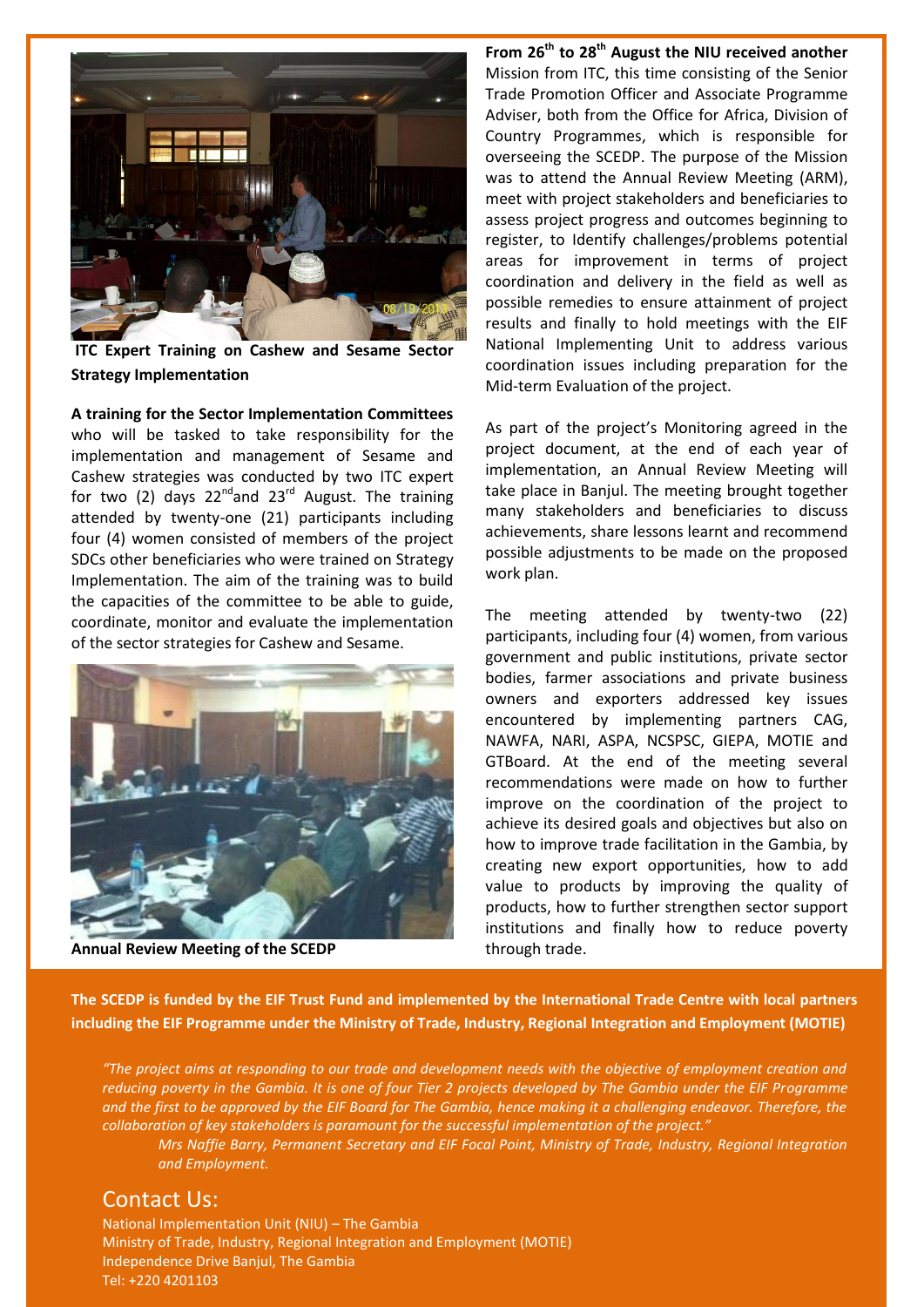**ITC Expert Training on Cashew and Sesame Sector Strategy Implementation**

**A training for the Sector Implementation Committees** who will be tasked to take responsibility for the implementation and management of Sesame and Cashew strategies was conducted by two ITC expert for two (2) days 22nd and 23rd August. The training attended by twenty-one (21) participants including four (4) women consisted of members of the project SDCs other beneficiaries who were trained on Strategy Implementation. The aim of the training was to build the capacities of the committee to be able to guide, coordinate, monitor and evaluate the implementation of the sector strategies for Cashew and Sesame.

**Annual Review Meeting of the SCEDP**

**From 26th to 28th August the NIU received another** Mission from ITC, this time consisting of the Senior Trade Promotion Officer and Associate Programme Adviser, both from the Office for Africa, Division of Country Programmes, which is responsible for overseeing the SCEDP. The purpose of the Mission was to attend the Annual Review Meeting (ARM), meet with project stakeholders and beneficiaries to assess project progress and outcomes beginning to register, to Identify challenges/problems potential areas for improvement in terms of project coordination and delivery in the field as well as possible remedies to ensure attainment of project results and finally to hold meetings with the EIF National Implementing Unit to address various coordination issues including preparation for the Mid-term Evaluation of the project.

As part of the project's Monitoring agreed in the project document, at the end of each year of implementation, an Annual Review Meeting will take place in Banjul. The meeting brought together many stakeholders and beneficiaries to discuss achievements, share lessons learnt and recommend possible adjustments to be made on the proposed work plan.

The meeting attended by twenty-two (22) participants, including four (4) women, from various government and public institutions, private sector bodies, farmer associations and private business owners and exporters addressed key issues encountered by implementing partners CAG, NAWFA, NARI, ASPA, NCSPSC, GIEPA, MOTIE and GTBoard. At the end of the meeting several recommendations were made on how to further improve on the coordination of the project to achieve its desired goals and objectives but also on how to improve trade facilitation in the Gambia, by creating new export opportunities, how to add value to products by improving the quality of products, how to further strengthen sector support institutions and finally how to reduce poverty through trade.

**The SCEDP is funded by the EIF Trust Fund and implemented by the International Trade Centre with local partners including the EIF Programme under the Ministry of Trade, Industry, Regional Integration and Employment (MOTIE)**

*"The project aims at responding to our trade and development needs with the objective of employment creation and reducing poverty in the Gambia. It is one of four Tier 2 projects developed by The Gambia under the EIF Programme and the first to be approved by the EIF Board for The Gambia, hence making it a challenging endeavor. Therefore, the collaboration of key stakeholders is paramount for the successful implementation of the project."*

*Mrs Naffie Barry, Permanent Secretary and EIF Focal Point, Ministry of Trade, Industry, Regional Integration and Employment.*

## Contact Us:

National Implementation Unit (NIU) – The Gambia
Ministry of Trade, Industry, Regional Integration and Employment (MOTIE)
Independence Drive Banjul, The Gambia
Tel: +220 4201103